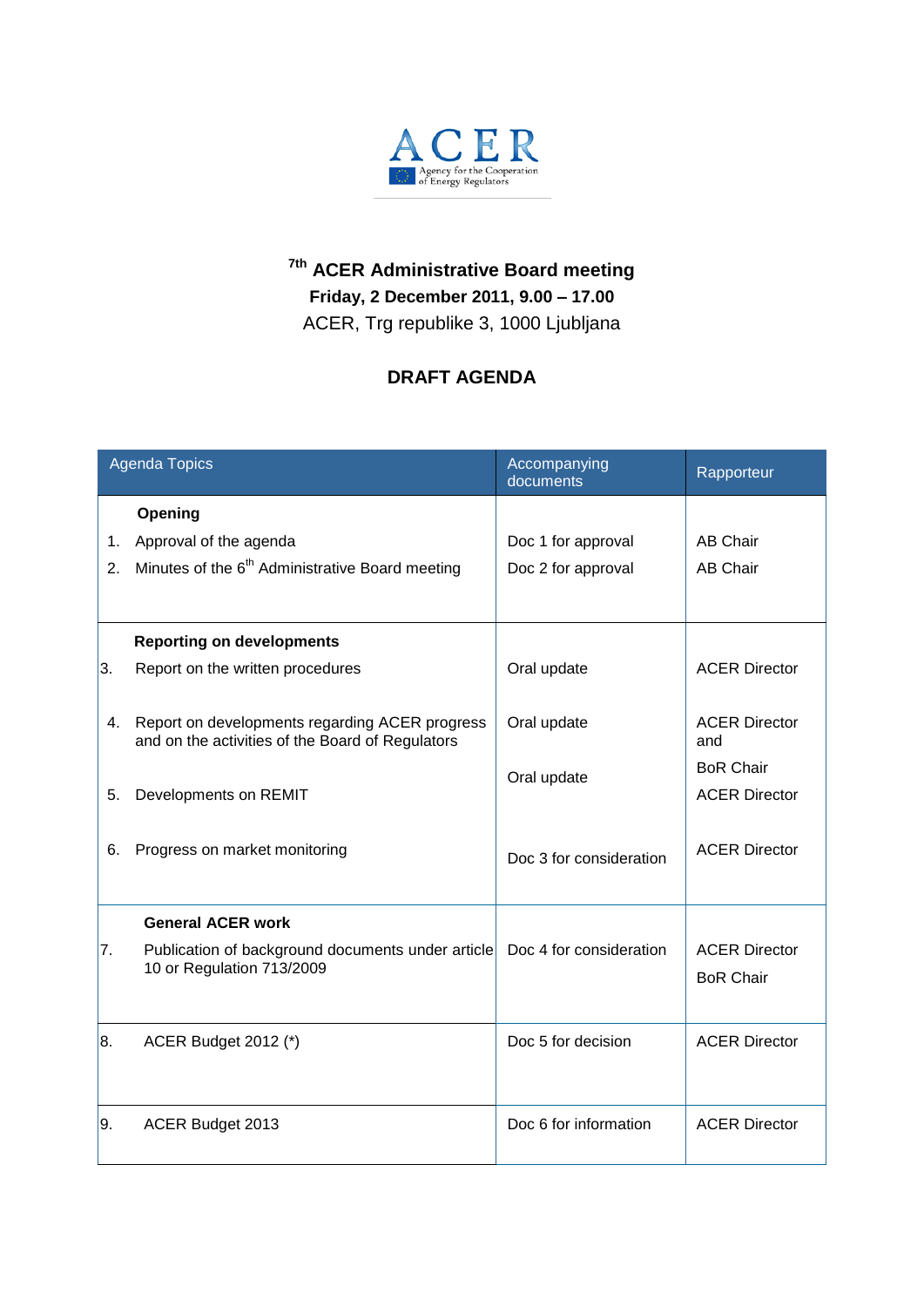ACER

Agency for the Cooperation of Energy Regulators

# 7th ACER Administrative Board meeting

**Friday, 2 December 2011, 9.00 – 17.00**

ACER, Trg republike 3, 1000 Ljubljana

## DRAFT AGENDA

| Agenda Topics | Accompanying documents | Rapporteur |
|---|---|---|
| **Opening** | | |
| 1. Approval of the agenda | Doc 1 for approval | AB Chair |
| 2. Minutes of the 6th Administrative Board meeting | Doc 2 for approval | AB Chair |
| **Reporting on developments** | | |
| 3. Report on the written procedures | Oral update | ACER Director |
| 4. Report on developments regarding ACER progress and on the activities of the Board of Regulators | Oral update | ACER Director and BoR Chair |
| 5. Developments on REMIT | Oral update | ACER Director |
| 6. Progress on market monitoring | Doc 3 for consideration | ACER Director |
| **General ACER work** | | |
| 7. Publication of background documents under article 10 or Regulation 713/2009 | Doc 4 for consideration | ACER Director<br>BoR Chair |
| 8. ACER Budget 2012 (*) | Doc 5 for decision | ACER Director |
| 9. ACER Budget 2013 | Doc 6 for information | ACER Director |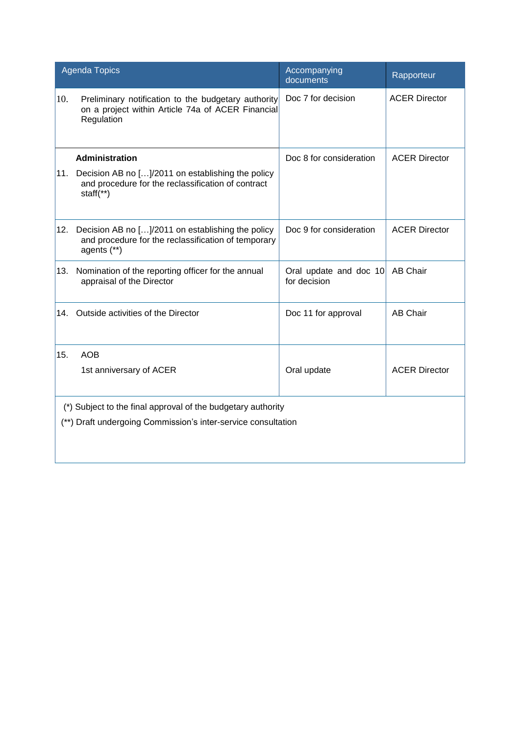| Agenda Topics | Accompanying documents | Rapporteur |
|---|---|---|
| 10. Preliminary notification to the budgetary authority on a project within Article 74a of ACER Financial Regulation | Doc 7 for decision | ACER Director |
| **Administration** 11. Decision AB no […]/2011 on establishing the policy and procedure for the reclassification of contract staff(**) | Doc 8 for consideration | ACER Director |
| 12. Decision AB no […]/2011 on establishing the policy and procedure for the reclassification of temporary agents (**) | Doc 9 for consideration | ACER Director |
| 13. Nomination of the reporting officer for the annual appraisal of the Director | Oral update and doc 10 for decision | AB Chair |
| 14. Outside activities of the Director | Doc 11 for approval | AB Chair |
| 15. AOB 1st anniversary of ACER | Oral update | ACER Director |

(*) Subject to the final approval of the budgetary authority

(**) Draft undergoing Commission's inter-service consultation